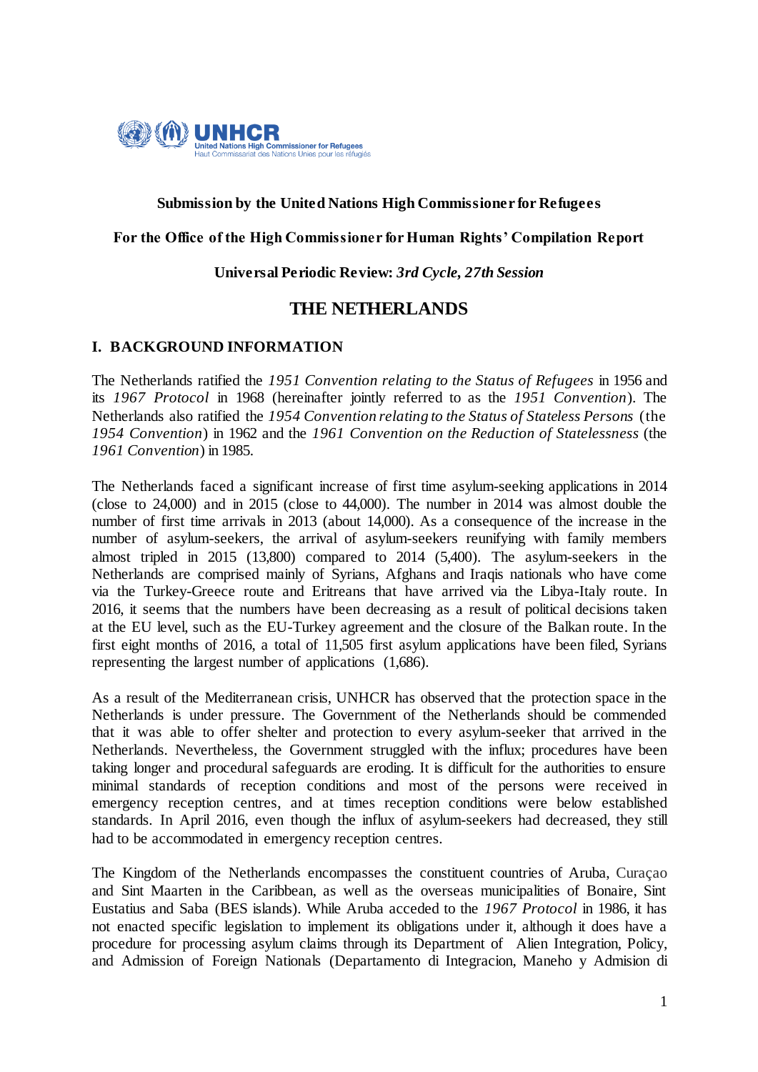**Submission by the United Nations High Commissioner for Refugees**

**For the Office of the High Commissioner for Human Rights' Compilation Report**

**Universal Periodic Review:** ***3rd Cycle, 27th Session***

# THE NETHERLANDS

## I. BACKGROUND INFORMATION

The Netherlands ratified the *1951 Convention relating to the Status of Refugees* in 1956 and its *1967 Protocol* in 1968 (hereinafter jointly referred to as the *1951 Convention*). The Netherlands also ratified the *1954 Convention relating to the Status of Stateless Persons* (the *1954 Convention*) in 1962 and the *1961 Convention on the Reduction of Statelessness* (the *1961 Convention*) in 1985.

The Netherlands faced a significant increase of first time asylum-seeking applications in 2014 (close to 24,000) and in 2015 (close to 44,000). The number in 2014 was almost double the number of first time arrivals in 2013 (about 14,000). As a consequence of the increase in the number of asylum-seekers, the arrival of asylum-seekers reunifying with family members almost tripled in 2015 (13,800) compared to 2014 (5,400). The asylum-seekers in the Netherlands are comprised mainly of Syrians, Afghans and Iraqis nationals who have come via the Turkey-Greece route and Eritreans that have arrived via the Libya-Italy route. In 2016, it seems that the numbers have been decreasing as a result of political decisions taken at the EU level, such as the EU-Turkey agreement and the closure of the Balkan route. In the first eight months of 2016, a total of 11,505 first asylum applications have been filed, Syrians representing the largest number of applications (1,686).

As a result of the Mediterranean crisis, UNHCR has observed that the protection space in the Netherlands is under pressure. The Government of the Netherlands should be commended that it was able to offer shelter and protection to every asylum-seeker that arrived in the Netherlands. Nevertheless, the Government struggled with the influx; procedures have been taking longer and procedural safeguards are eroding. It is difficult for the authorities to ensure minimal standards of reception conditions and most of the persons were received in emergency reception centres, and at times reception conditions were below established standards. In April 2016, even though the influx of asylum-seekers had decreased, they still had to be accommodated in emergency reception centres.

The Kingdom of the Netherlands encompasses the constituent countries of Aruba, Curaçao and Sint Maarten in the Caribbean, as well as the overseas municipalities of Bonaire, Sint Eustatius and Saba (BES islands). While Aruba acceded to the *1967 Protocol* in 1986, it has not enacted specific legislation to implement its obligations under it, although it does have a procedure for processing asylum claims through its Department of Alien Integration, Policy, and Admission of Foreign Nationals (Departamento di Integracion, Maneho y Admision di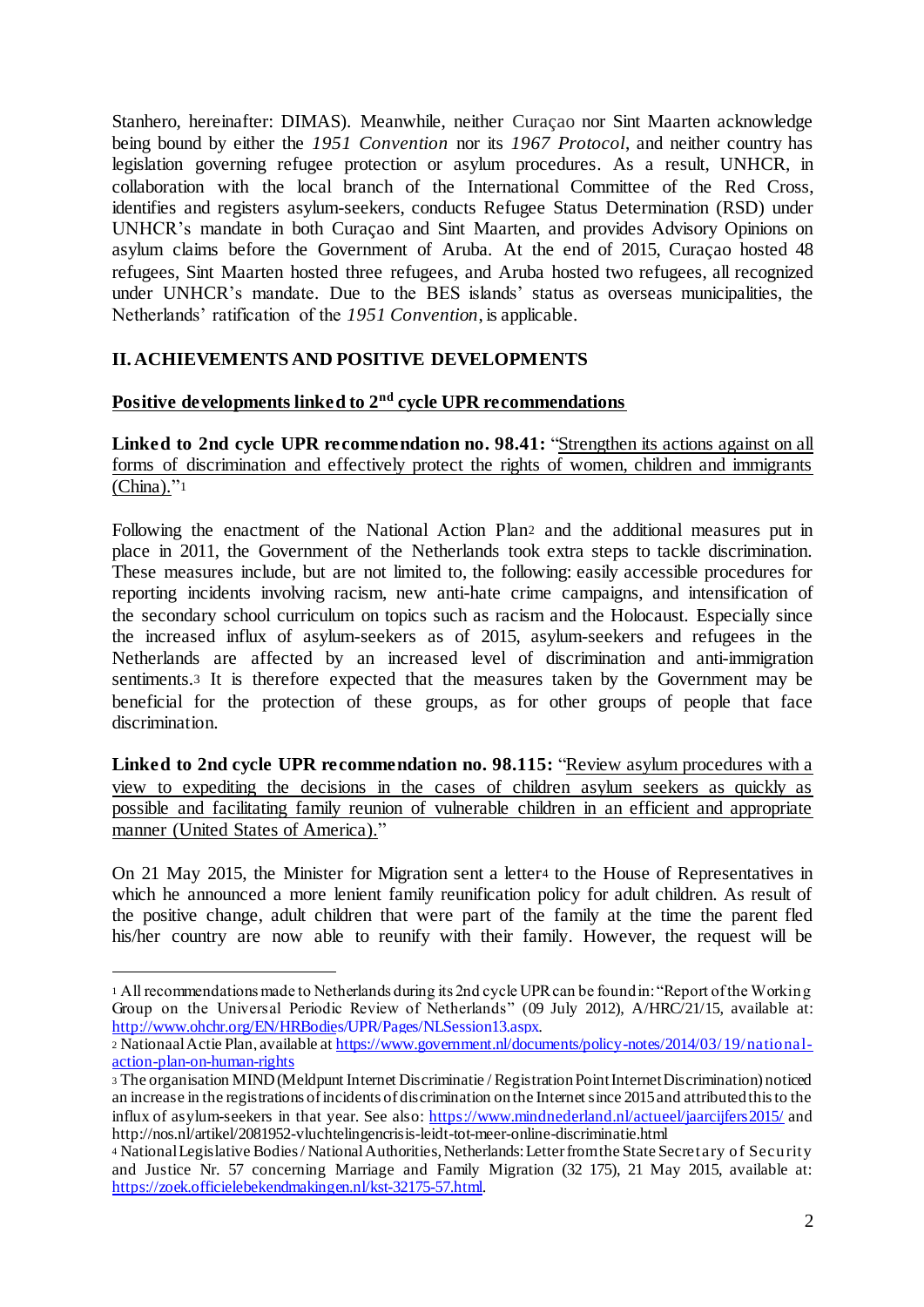Stanhero, hereinafter: DIMAS). Meanwhile, neither Curaçao nor Sint Maarten acknowledge being bound by either the *1951 Convention* nor its *1967 Protocol*, and neither country has legislation governing refugee protection or asylum procedures. As a result, UNHCR, in collaboration with the local branch of the International Committee of the Red Cross, identifies and registers asylum-seekers, conducts Refugee Status Determination (RSD) under UNHCR's mandate in both Curaçao and Sint Maarten, and provides Advisory Opinions on asylum claims before the Government of Aruba. At the end of 2015, Curaçao hosted 48 refugees, Sint Maarten hosted three refugees, and Aruba hosted two refugees, all recognized under UNHCR's mandate. Due to the BES islands' status as overseas municipalities, the Netherlands' ratification of the *1951 Convention*, is applicable.

## II. ACHIEVEMENTS AND POSITIVE DEVELOPMENTS

### Positive developments linked to 2nd cycle UPR recommendations

**Linked to 2nd cycle UPR recommendation no. 98.41:** "Strengthen its actions against on all forms of discrimination and effectively protect the rights of women, children and immigrants (China)."[1]

Following the enactment of the National Action Plan[2] and the additional measures put in place in 2011, the Government of the Netherlands took extra steps to tackle discrimination. These measures include, but are not limited to, the following: easily accessible procedures for reporting incidents involving racism, new anti-hate crime campaigns, and intensification of the secondary school curriculum on topics such as racism and the Holocaust. Especially since the increased influx of asylum-seekers as of 2015, asylum-seekers and refugees in the Netherlands are affected by an increased level of discrimination and anti-immigration sentiments.[3] It is therefore expected that the measures taken by the Government may be beneficial for the protection of these groups, as for other groups of people that face discrimination.

**Linked to 2nd cycle UPR recommendation no. 98.115:** "Review asylum procedures with a view to expediting the decisions in the cases of children asylum seekers as quickly as possible and facilitating family reunion of vulnerable children in an efficient and appropriate manner (United States of America)."

On 21 May 2015, the Minister for Migration sent a letter[4] to the House of Representatives in which he announced a more lenient family reunification policy for adult children. As result of the positive change, adult children that were part of the family at the time the parent fled his/her country are now able to reunify with their family. However, the request will be

---

[1] All recommendations made to Netherlands during its 2nd cycle UPR can be found in: "Report of the Working Group on the Universal Periodic Review of Netherlands" (09 July 2012), A/HRC/21/15, available at: http://www.ohchr.org/EN/HRBodies/UPR/Pages/NLSession13.aspx.

[2] Nationaal Actie Plan, available at https://www.government.nl/documents/policy-notes/2014/03/19/national-action-plan-on-human-rights

[3] The organisation MIND (Meldpunt Internet Discriminatie / Registration Point Internet Discrimination) noticed an increase in the registrations of incidents of discrimination on the Internet since 2015 and attributed this to the influx of asylum-seekers in that year. See also: https://www.mindnederland.nl/actueel/jaarcijfers2015/ and http://nos.nl/artikel/2081952-vluchtelingencrisis-leidt-tot-meer-online-discriminatie.html

[4] National Legislative Bodies / National Authorities, Netherlands: Letter from the State Secretary of Security and Justice Nr. 57 concerning Marriage and Family Migration (32 175), 21 May 2015, available at: https://zoek.officielebekendmakingen.nl/kst-32175-57.html.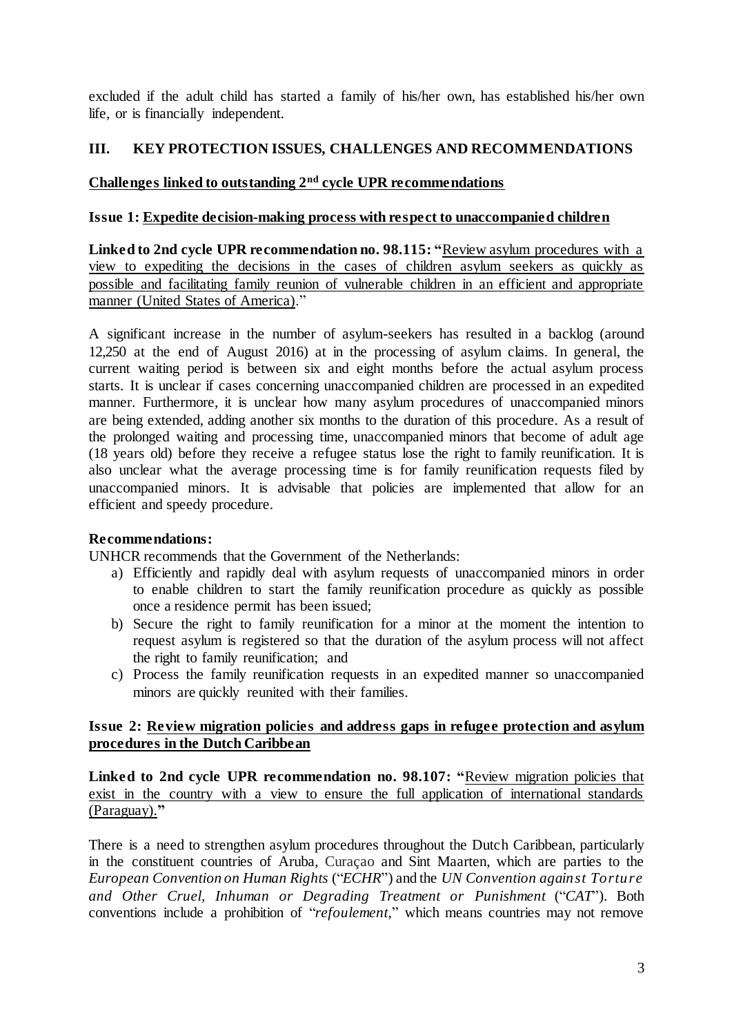excluded if the adult child has started a family of his/her own, has established his/her own life, or is financially independent.

## III. KEY PROTECTION ISSUES, CHALLENGES AND RECOMMENDATIONS

### Challenges linked to outstanding 2nd cycle UPR recommendations

### Issue 1: Expedite decision-making process with respect to unaccompanied children

**Linked to 2nd cycle UPR recommendation no. 98.115: "**Review asylum procedures with a view to expediting the decisions in the cases of children asylum seekers as quickly as possible and facilitating family reunion of vulnerable children in an efficient and appropriate manner (United States of America)."

A significant increase in the number of asylum-seekers has resulted in a backlog (around 12,250 at the end of August 2016) at in the processing of asylum claims. In general, the current waiting period is between six and eight months before the actual asylum process starts. It is unclear if cases concerning unaccompanied children are processed in an expedited manner. Furthermore, it is unclear how many asylum procedures of unaccompanied minors are being extended, adding another six months to the duration of this procedure. As a result of the prolonged waiting and processing time, unaccompanied minors that become of adult age (18 years old) before they receive a refugee status lose the right to family reunification. It is also unclear what the average processing time is for family reunification requests filed by unaccompanied minors. It is advisable that policies are implemented that allow for an efficient and speedy procedure.

**Recommendations:**

UNHCR recommends that the Government of the Netherlands:

a) Efficiently and rapidly deal with asylum requests of unaccompanied minors in order to enable children to start the family reunification procedure as quickly as possible once a residence permit has been issued;
b) Secure the right to family reunification for a minor at the moment the intention to request asylum is registered so that the duration of the asylum process will not affect the right to family reunification; and
c) Process the family reunification requests in an expedited manner so unaccompanied minors are quickly reunited with their families.

### Issue 2: Review migration policies and address gaps in refugee protection and asylum procedures in the Dutch Caribbean

**Linked to 2nd cycle UPR recommendation no. 98.107: "**Review migration policies that exist in the country with a view to ensure the full application of international standards (Paraguay).**"**

There is a need to strengthen asylum procedures throughout the Dutch Caribbean, particularly in the constituent countries of Aruba, Curaçao and Sint Maarten, which are parties to the *European Convention on Human Rights* ("*ECHR*") and the *UN Convention against Torture and Other Cruel, Inhuman or Degrading Treatment or Punishment* ("*CAT*"). Both conventions include a prohibition of "*refoulement*," which means countries may not remove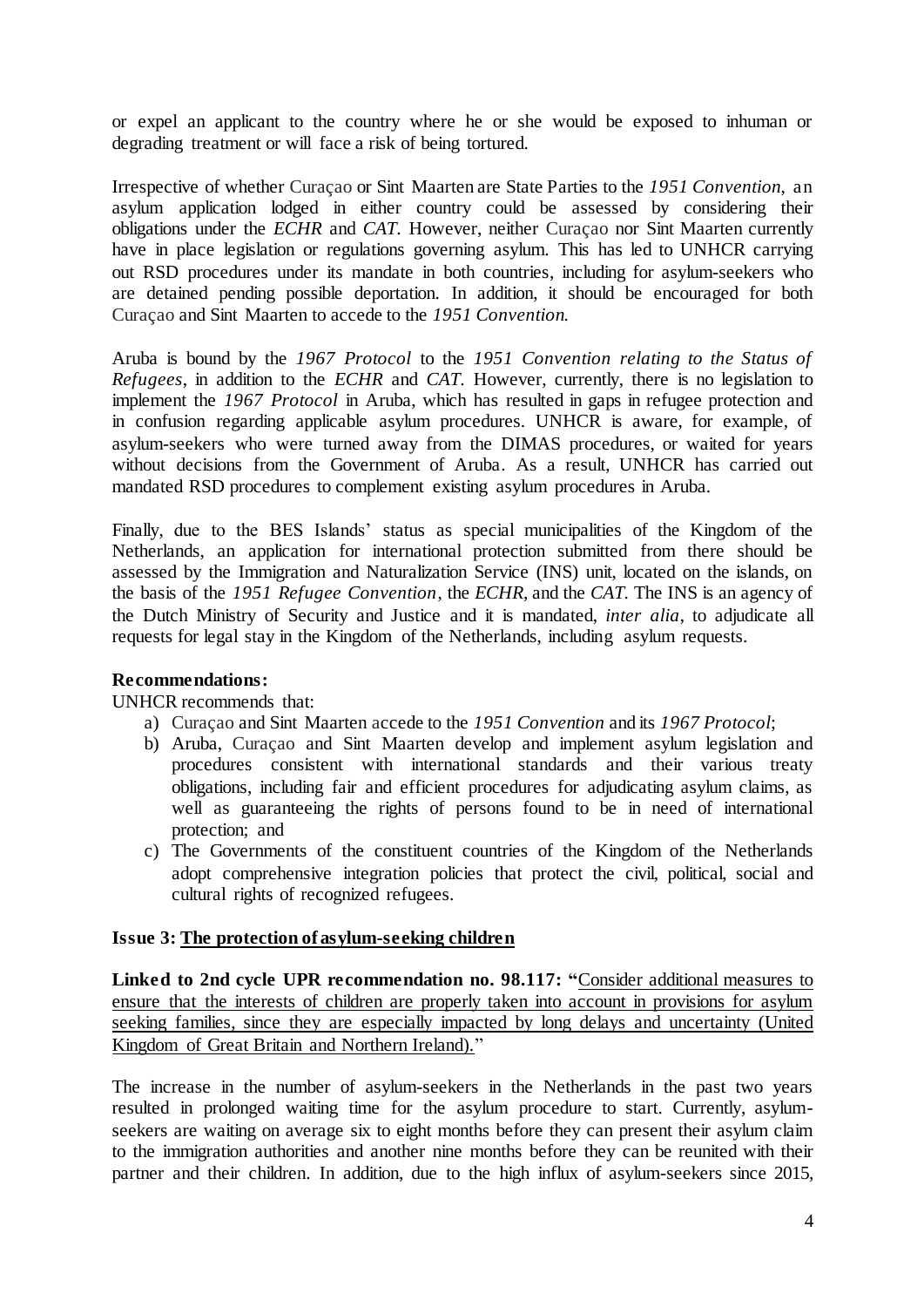or expel an applicant to the country where he or she would be exposed to inhuman or degrading treatment or will face a risk of being tortured.

Irrespective of whether Curaçao or Sint Maarten are State Parties to the *1951 Convention*, an asylum application lodged in either country could be assessed by considering their obligations under the *ECHR* and *CAT*. However, neither Curaçao nor Sint Maarten currently have in place legislation or regulations governing asylum. This has led to UNHCR carrying out RSD procedures under its mandate in both countries, including for asylum-seekers who are detained pending possible deportation. In addition, it should be encouraged for both Curaçao and Sint Maarten to accede to the *1951 Convention*.

Aruba is bound by the *1967 Protocol* to the *1951 Convention relating to the Status of Refugees*, in addition to the *ECHR* and *CAT*. However, currently, there is no legislation to implement the *1967 Protocol* in Aruba, which has resulted in gaps in refugee protection and in confusion regarding applicable asylum procedures. UNHCR is aware, for example, of asylum-seekers who were turned away from the DIMAS procedures, or waited for years without decisions from the Government of Aruba. As a result, UNHCR has carried out mandated RSD procedures to complement existing asylum procedures in Aruba.

Finally, due to the BES Islands' status as special municipalities of the Kingdom of the Netherlands, an application for international protection submitted from there should be assessed by the Immigration and Naturalization Service (INS) unit, located on the islands, on the basis of the *1951 Refugee Convention*, the *ECHR*, and the *CAT*. The INS is an agency of the Dutch Ministry of Security and Justice and it is mandated, *inter alia*, to adjudicate all requests for legal stay in the Kingdom of the Netherlands, including asylum requests.

**Recommendations:**

UNHCR recommends that:

a) Curaçao and Sint Maarten accede to the *1951 Convention* and its *1967 Protocol*;
b) Aruba, Curaçao and Sint Maarten develop and implement asylum legislation and procedures consistent with international standards and their various treaty obligations, including fair and efficient procedures for adjudicating asylum claims, as well as guaranteeing the rights of persons found to be in need of international protection; and
c) The Governments of the constituent countries of the Kingdom of the Netherlands adopt comprehensive integration policies that protect the civil, political, social and cultural rights of recognized refugees.

**Issue 3: The protection of asylum-seeking children**

**Linked to 2nd cycle UPR recommendation no. 98.117: "**Consider additional measures to ensure that the interests of children are properly taken into account in provisions for asylum seeking families, since they are especially impacted by long delays and uncertainty (United Kingdom of Great Britain and Northern Ireland)."

The increase in the number of asylum-seekers in the Netherlands in the past two years resulted in prolonged waiting time for the asylum procedure to start. Currently, asylum-seekers are waiting on average six to eight months before they can present their asylum claim to the immigration authorities and another nine months before they can be reunited with their partner and their children. In addition, due to the high influx of asylum-seekers since 2015,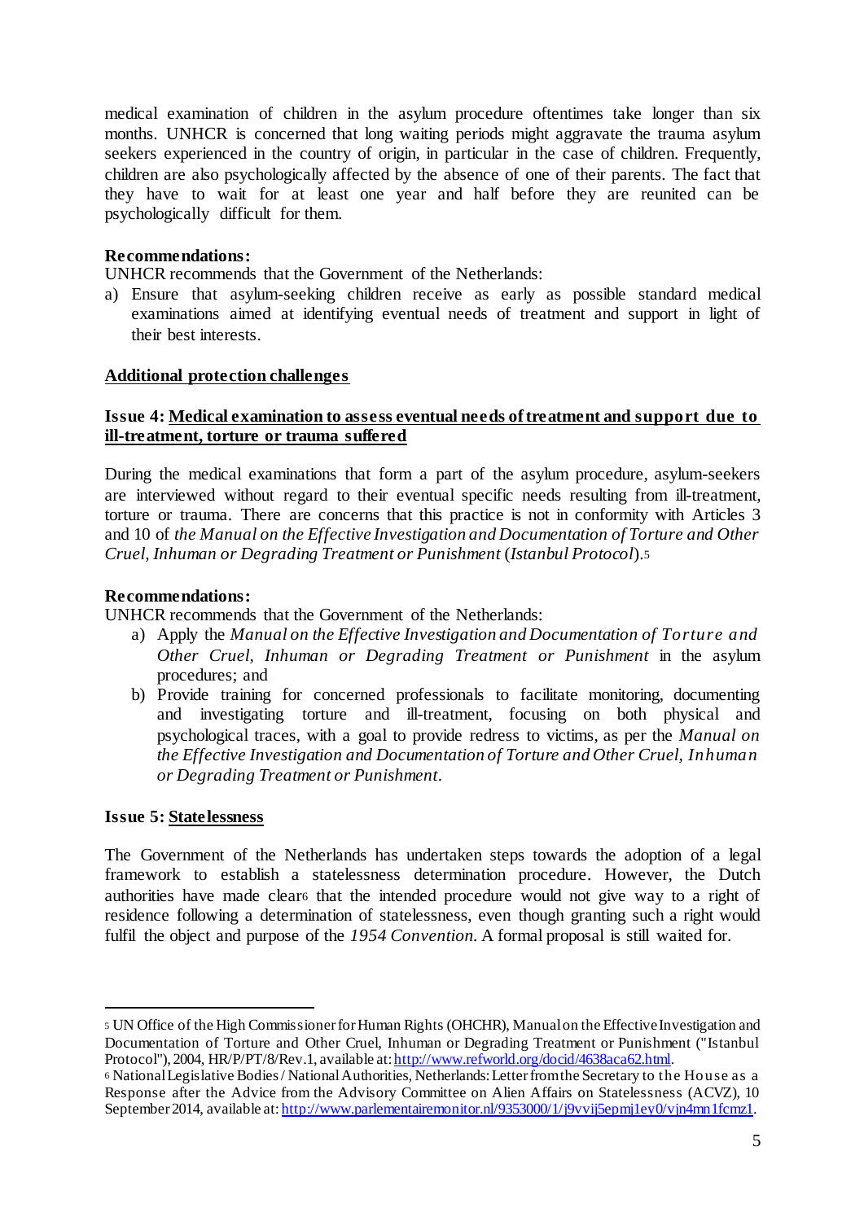medical examination of children in the asylum procedure oftentimes take longer than six months. UNHCR is concerned that long waiting periods might aggravate the trauma asylum seekers experienced in the country of origin, in particular in the case of children. Frequently, children are also psychologically affected by the absence of one of their parents. The fact that they have to wait for at least one year and half before they are reunited can be psychologically difficult for them.

**Recommendations:**

UNHCR recommends that the Government of the Netherlands:

a) Ensure that asylum-seeking children receive as early as possible standard medical examinations aimed at identifying eventual needs of treatment and support in light of their best interests.

## Additional protection challenges

### Issue 4: Medical examination to assess eventual needs of treatment and support due to ill-treatment, torture or trauma suffered

During the medical examinations that form a part of the asylum procedure, asylum-seekers are interviewed without regard to their eventual specific needs resulting from ill-treatment, torture or trauma. There are concerns that this practice is not in conformity with Articles 3 and 10 of *the Manual on the Effective Investigation and Documentation of Torture and Other Cruel, Inhuman or Degrading Treatment or Punishment* (*Istanbul Protocol*).[5]

**Recommendations:**

UNHCR recommends that the Government of the Netherlands:

a) Apply the *Manual on the Effective Investigation and Documentation of Torture and Other Cruel, Inhuman or Degrading Treatment or Punishment* in the asylum procedures; and

b) Provide training for concerned professionals to facilitate monitoring, documenting and investigating torture and ill-treatment, focusing on both physical and psychological traces, with a goal to provide redress to victims, as per the *Manual on the Effective Investigation and Documentation of Torture and Other Cruel, Inhuman or Degrading Treatment or Punishment*.

### Issue 5: Statelessness

The Government of the Netherlands has undertaken steps towards the adoption of a legal framework to establish a statelessness determination procedure. However, the Dutch authorities have made clear[6] that the intended procedure would not give way to a right of residence following a determination of statelessness, even though granting such a right would fulfil the object and purpose of the *1954 Convention*. A formal proposal is still waited for.

---

[5] UN Office of the High Commissioner for Human Rights (OHCHR), Manual on the Effective Investigation and Documentation of Torture and Other Cruel, Inhuman or Degrading Treatment or Punishment ("Istanbul Protocol"), 2004, HR/P/PT/8/Rev.1, available at: http://www.refworld.org/docid/4638aca62.html.

[6] National Legislative Bodies / National Authorities, Netherlands: Letter from the Secretary to the House as a Response after the Advice from the Advisory Committee on Alien Affairs on Statelessness (ACVZ), 10 September 2014, available at: http://www.parlementairemonitor.nl/9353000/1/j9vvij5epmj1ey0/vjn4mn1fcmz1.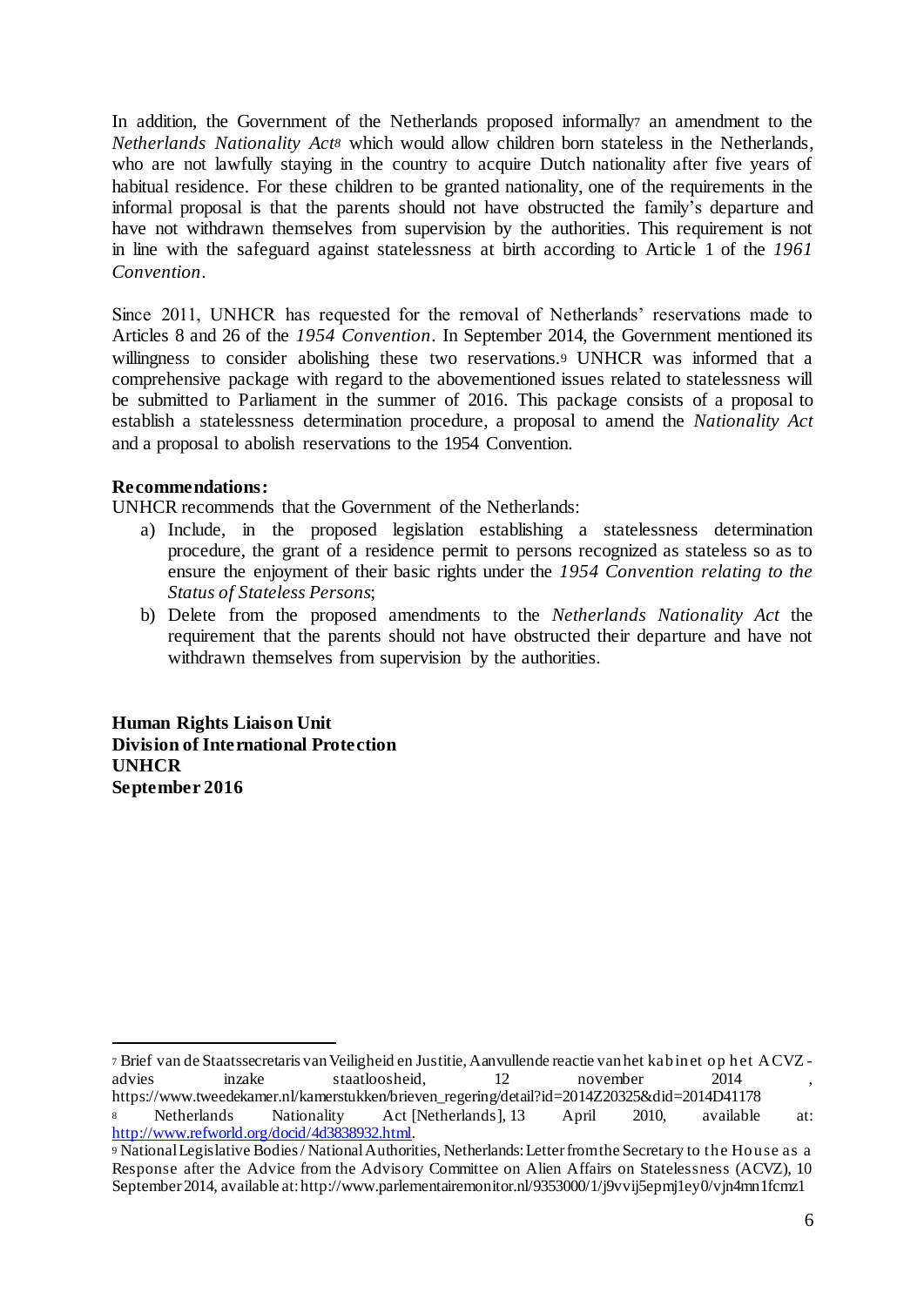In addition, the Government of the Netherlands proposed informally[7] an amendment to the *Netherlands Nationality Act*[8] which would allow children born stateless in the Netherlands, who are not lawfully staying in the country to acquire Dutch nationality after five years of habitual residence. For these children to be granted nationality, one of the requirements in the informal proposal is that the parents should not have obstructed the family's departure and have not withdrawn themselves from supervision by the authorities. This requirement is not in line with the safeguard against statelessness at birth according to Article 1 of the *1961 Convention*.

Since 2011, UNHCR has requested for the removal of Netherlands' reservations made to Articles 8 and 26 of the *1954 Convention*. In September 2014, the Government mentioned its willingness to consider abolishing these two reservations.[9] UNHCR was informed that a comprehensive package with regard to the abovementioned issues related to statelessness will be submitted to Parliament in the summer of 2016. This package consists of a proposal to establish a statelessness determination procedure, a proposal to amend the *Nationality Act* and a proposal to abolish reservations to the 1954 Convention.

**Recommendations:**

UNHCR recommends that the Government of the Netherlands:

a) Include, in the proposed legislation establishing a statelessness determination procedure, the grant of a residence permit to persons recognized as stateless so as to ensure the enjoyment of their basic rights under the *1954 Convention relating to the Status of Stateless Persons*;

b) Delete from the proposed amendments to the *Netherlands Nationality Act* the requirement that the parents should not have obstructed their departure and have not withdrawn themselves from supervision by the authorities.

**Human Rights Liaison Unit**
**Division of International Protection**
**UNHCR**
**September 2016**

---

[7] Brief van de Staatssecretaris van Veiligheid en Justitie, Aanvullende reactie van het kabinet op het ACVZ-advies inzake staatloosheid, 12 november 2014, https://www.tweedekamer.nl/kamerstukken/brieven_regering/detail?id=2014Z20325&did=2014D41178

[8] Netherlands Nationality Act [Netherlands], 13 April 2010, available at: http://www.refworld.org/docid/4d3838932.html.

[9] National Legislative Bodies / National Authorities, Netherlands: Letter from the Secretary to the House as a Response after the Advice from the Advisory Committee on Alien Affairs on Statelessness (ACVZ), 10 September 2014, available at: http://www.parlementairemonitor.nl/9353000/1/j9vvij5epmj1ey0/vjn4mn1fcmz1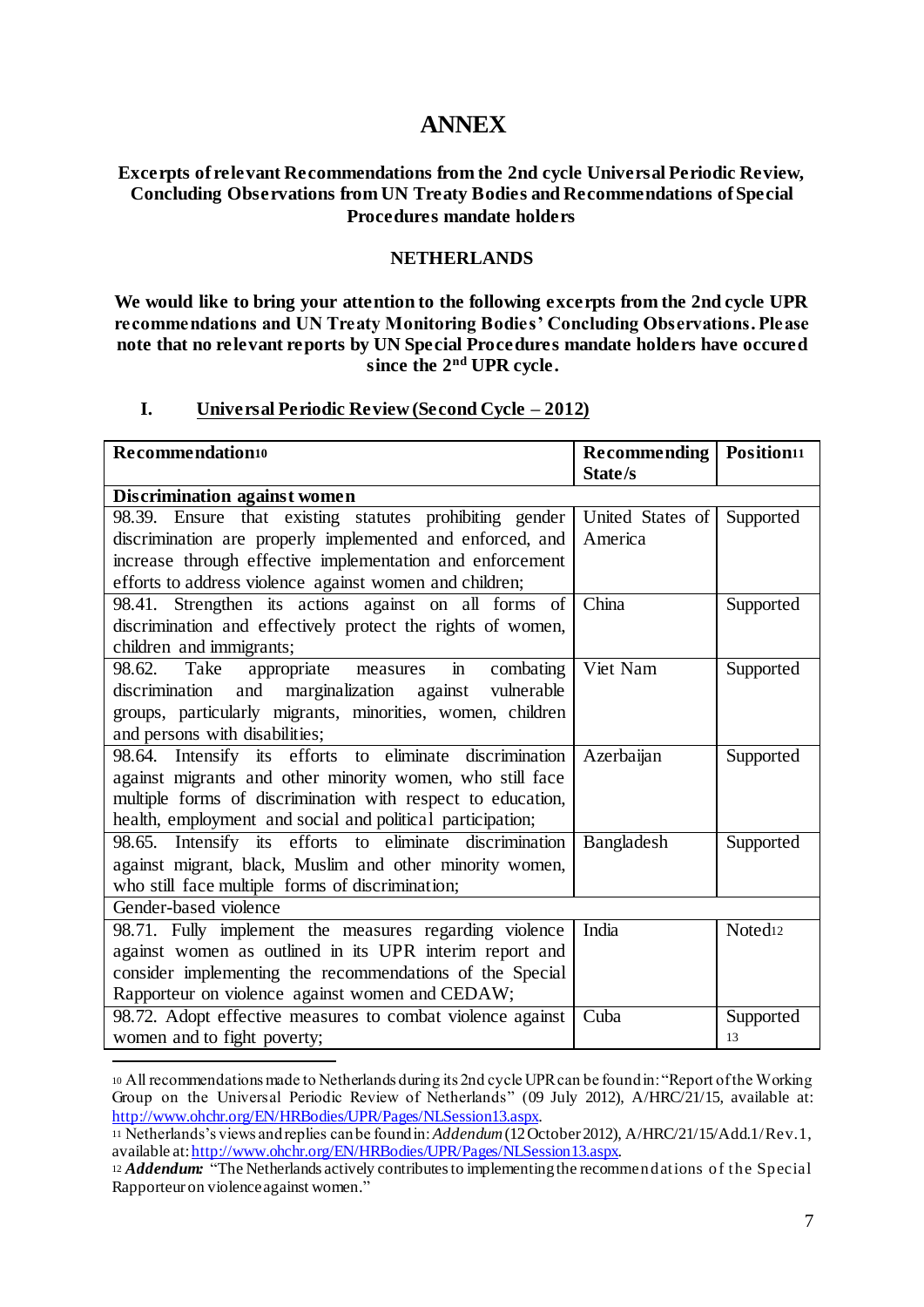# ANNEX

**Excerpts of relevant Recommendations from the 2nd cycle Universal Periodic Review, Concluding Observations from UN Treaty Bodies and Recommendations of Special Procedures mandate holders**

**NETHERLANDS**

**We would like to bring your attention to the following excerpts from the 2nd cycle UPR recommendations and UN Treaty Monitoring Bodies' Concluding Observations. Please note that no relevant reports by UN Special Procedures mandate holders have occured since the 2nd UPR cycle.**

## I. Universal Periodic Review (Second Cycle – 2012)

| Recommendation[10] | Recommending State/s | Position[11] |
|---|---|---|
| **Discrimination against women** | | |
| 98.39. Ensure that existing statutes prohibiting gender discrimination are properly implemented and enforced, and increase through effective implementation and enforcement efforts to address violence against women and children; | United States of America | Supported |
| 98.41. Strengthen its actions against on all forms of discrimination and effectively protect the rights of women, children and immigrants; | China | Supported |
| 98.62. Take appropriate measures in combating discrimination and marginalization against vulnerable groups, particularly migrants, minorities, women, children and persons with disabilities; | Viet Nam | Supported |
| 98.64. Intensify its efforts to eliminate discrimination against migrants and other minority women, who still face multiple forms of discrimination with respect to education, health, employment and social and political participation; | Azerbaijan | Supported |
| 98.65. Intensify its efforts to eliminate discrimination against migrant, black, Muslim and other minority women, who still face multiple forms of discrimination; | Bangladesh | Supported |
| Gender-based violence | | |
| 98.71. Fully implement the measures regarding violence against women as outlined in its UPR interim report and consider implementing the recommendations of the Special Rapporteur on violence against women and CEDAW; | India | Noted[12] |
| 98.72. Adopt effective measures to combat violence against women and to fight poverty; | Cuba | Supported[13] |

---

[10] All recommendations made to Netherlands during its 2nd cycle UPR can be found in: "Report of the Working Group on the Universal Periodic Review of Netherlands" (09 July 2012), A/HRC/21/15, available at: http://www.ohchr.org/EN/HRBodies/UPR/Pages/NLSession13.aspx.

[11] Netherlands's views and replies can be found in: *Addendum* (12 October 2012), A/HRC/21/15/Add.1/Rev.1, available at: http://www.ohchr.org/EN/HRBodies/UPR/Pages/NLSession13.aspx.

[12] ***Addendum:*** "The Netherlands actively contributes to implementing the recommendations of the Special Rapporteur on violence against women."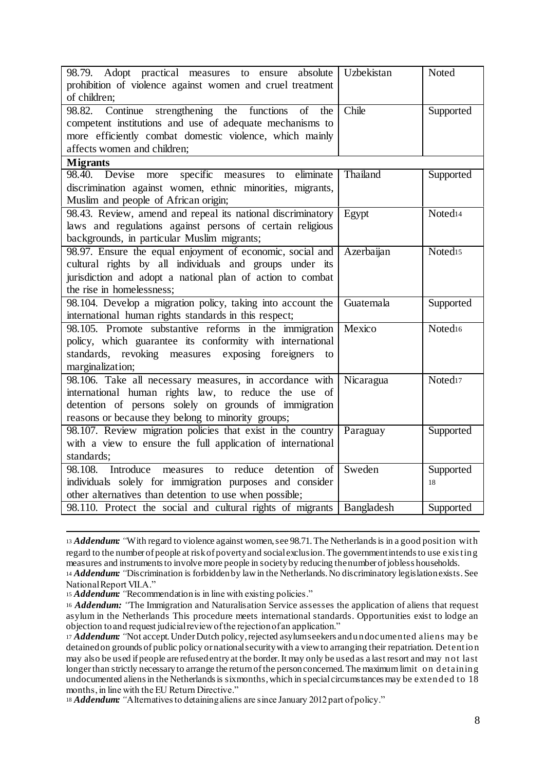| | | |
|---|---|---|
| 98.79. Adopt practical measures to ensure absolute prohibition of violence against women and cruel treatment of children; | Uzbekistan | Noted |
| 98.82. Continue strengthening the functions of the competent institutions and use of adequate mechanisms to more efficiently combat domestic violence, which mainly affects women and children; | Chile | Supported |
| **Migrants** | | |
| 98.40. Devise more specific measures to eliminate discrimination against women, ethnic minorities, migrants, Muslim and people of African origin; | Thailand | Supported |
| 98.43. Review, amend and repeal its national discriminatory laws and regulations against persons of certain religious backgrounds, in particular Muslim migrants; | Egypt | Noted[14] |
| 98.97. Ensure the equal enjoyment of economic, social and cultural rights by all individuals and groups under its jurisdiction and adopt a national plan of action to combat the rise in homelessness; | Azerbaijan | Noted[15] |
| 98.104. Develop a migration policy, taking into account the international human rights standards in this respect; | Guatemala | Supported |
| 98.105. Promote substantive reforms in the immigration policy, which guarantee its conformity with international standards, revoking measures exposing foreigners to marginalization; | Mexico | Noted[16] |
| 98.106. Take all necessary measures, in accordance with international human rights law, to reduce the use of detention of persons solely on grounds of immigration reasons or because they belong to minority groups; | Nicaragua | Noted[17] |
| 98.107. Review migration policies that exist in the country with a view to ensure the full application of international standards; | Paraguay | Supported |
| 98.108. Introduce measures to reduce detention of individuals solely for immigration purposes and consider other alternatives than detention to use when possible; | Sweden | Supported[18] |
| 98.110. Protect the social and cultural rights of migrants | Bangladesh | Supported |

[13] ***Addendum:*** "With regard to violence against women, see 98.71. The Netherlands is in a good position with regard to the number of people at risk of poverty and social exclusion. The government intends to use existing measures and instruments to involve more people in society by reducing the number of jobless households.

[14] ***Addendum:*** "Discrimination is forbidden by law in the Netherlands. No discriminatory legislation exists. See National Report VII.A."

[15] ***Addendum:*** "Recommendation is in line with existing policies."

[16] ***Addendum:*** "The Immigration and Naturalisation Service assesses the application of aliens that request asylum in the Netherlands This procedure meets international standards. Opportunities exist to lodge an objection to and request judicial review of the rejection of an application."

[17] ***Addendum:*** "Not accept. Under Dutch policy, rejected asylum seekers and undocumented aliens may be detained on grounds of public policy or national security with a view to arranging their repatriation. Detention may also be used if people are refused entry at the border. It may only be used as a last resort and may not last longer than strictly necessary to arrange the return of the person concerned. The maximum limit on detaining undocumented aliens in the Netherlands is six months, which in special circumstances may be extended to 18 months, in line with the EU Return Directive."

[18] ***Addendum:*** "Alternatives to detaining aliens are since January 2012 part of policy."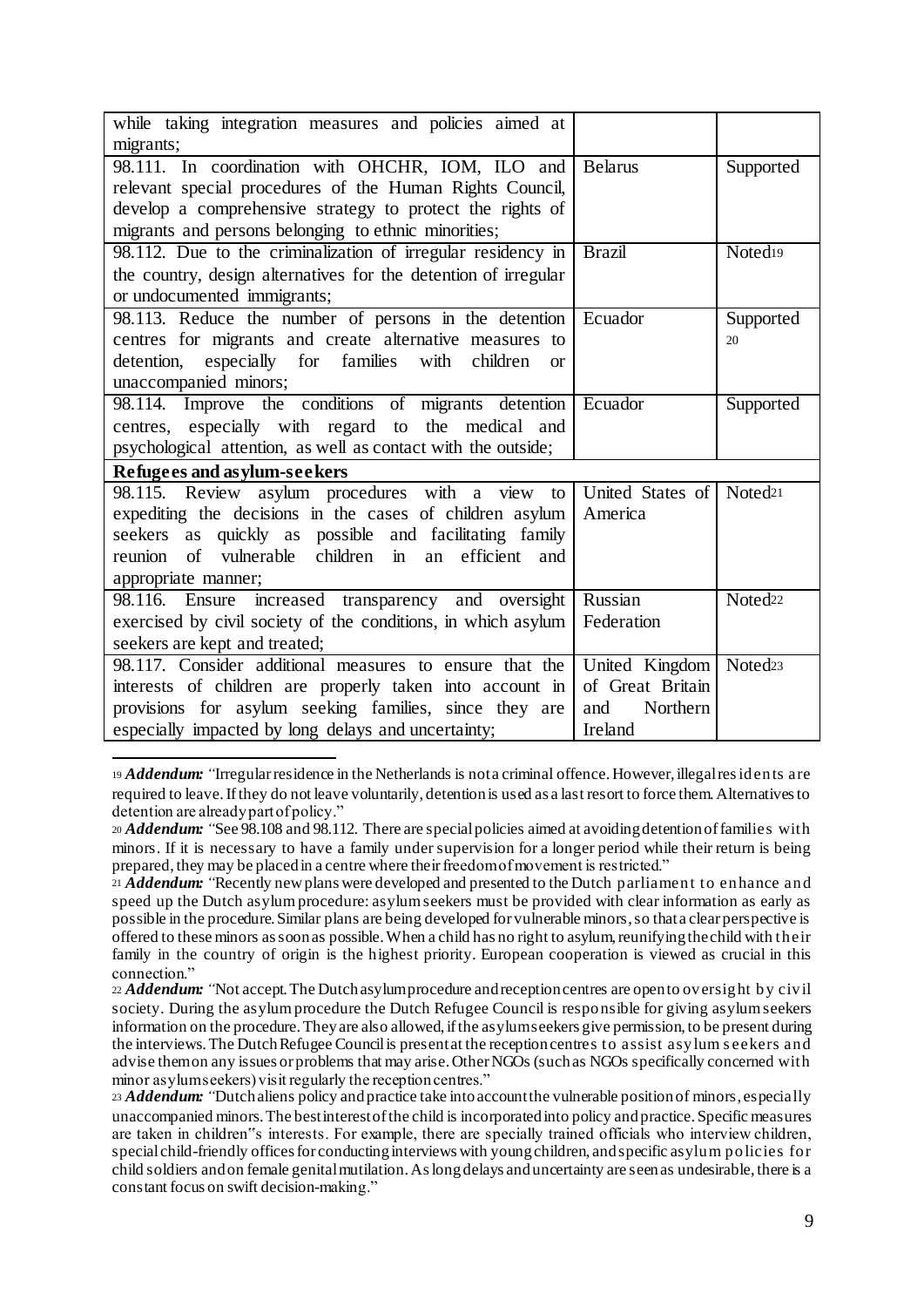| | | |
|---|---|---|
| while taking integration measures and policies aimed at migrants; | | |
| 98.111. In coordination with OHCHR, IOM, ILO and relevant special procedures of the Human Rights Council, develop a comprehensive strategy to protect the rights of migrants and persons belonging to ethnic minorities; | Belarus | Supported |
| 98.112. Due to the criminalization of irregular residency in the country, design alternatives for the detention of irregular or undocumented immigrants; | Brazil | Noted[19] |
| 98.113. Reduce the number of persons in the detention centres for migrants and create alternative measures to detention, especially for families with children or unaccompanied minors; | Ecuador | Supported [20] |
| 98.114. Improve the conditions of migrants detention centres, especially with regard to the medical and psychological attention, as well as contact with the outside; | Ecuador | Supported |
| **Refugees and asylum-seekers** | | |
| 98.115. Review asylum procedures with a view to expediting the decisions in the cases of children asylum seekers as quickly as possible and facilitating family reunion of vulnerable children in an efficient and appropriate manner; | United States of America | Noted[21] |
| 98.116. Ensure increased transparency and oversight exercised by civil society of the conditions, in which asylum seekers are kept and treated; | Russian Federation | Noted[22] |
| 98.117. Consider additional measures to ensure that the interests of children are properly taken into account in provisions for asylum seeking families, since they are especially impacted by long delays and uncertainty; | United Kingdom of Great Britain and Northern Ireland | Noted[23] |

[19] ***Addendum:*** "Irregular residence in the Netherlands is not a criminal offence. However, illegal residents are required to leave. If they do not leave voluntarily, detention is used as a last resort to force them. Alternatives to detention are already part of policy."

[20] ***Addendum:*** "See 98.108 and 98.112. There are special policies aimed at avoiding detention of families with minors. If it is necessary to have a family under supervision for a longer period while their return is being prepared, they may be placed in a centre where their freedom of movement is restricted."

[21] ***Addendum:*** "Recently new plans were developed and presented to the Dutch parliament to enhance and speed up the Dutch asylum procedure: asylum seekers must be provided with clear information as early as possible in the procedure. Similar plans are being developed for vulnerable minors, so that a clear perspective is offered to these minors as soon as possible. When a child has no right to asylum, reunifying the child with their family in the country of origin is the highest priority. European cooperation is viewed as crucial in this connection."

[22] ***Addendum:*** "Not accept. The Dutch asylum procedure and reception centres are open to oversight by civil society. During the asylum procedure the Dutch Refugee Council is responsible for giving asylum seekers information on the procedure. They are also allowed, if the asylum seekers give permission, to be present during the interviews. The Dutch Refugee Council is present at the reception centres to assist asylum seekers and advise them on any issues or problems that may arise. Other NGOs (such as NGOs specifically concerned with minor asylum seekers) visit regularly the reception centres."

[23] ***Addendum:*** "Dutch aliens policy and practice take into account the vulnerable position of minors, especially unaccompanied minors. The best interest of the child is incorporated into policy and practice. Specific measures are taken in children"s interests. For example, there are specially trained officials who interview children, special child-friendly offices for conducting interviews with young children, and specific asylum policies for child soldiers and on female genital mutilation. As long delays and uncertainty are seen as undesirable, there is a constant focus on swift decision-making."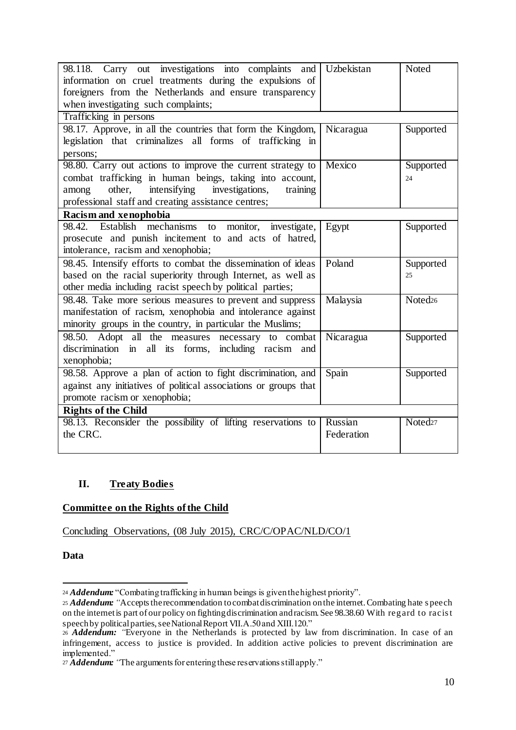| | | |
|---|---|---|
| 98.118. Carry out investigations into complaints and information on cruel treatments during the expulsions of foreigners from the Netherlands and ensure transparency when investigating such complaints; | Uzbekistan | Noted |
| Trafficking in persons | | |
| 98.17. Approve, in all the countries that form the Kingdom, legislation that criminalizes all forms of trafficking in persons; | Nicaragua | Supported |
| 98.80. Carry out actions to improve the current strategy to combat trafficking in human beings, taking into account, among other, intensifying investigations, training professional staff and creating assistance centres; | Mexico | Supported [24] |
| **Racism and xenophobia** | | |
| 98.42. Establish mechanisms to monitor, investigate, prosecute and punish incitement to and acts of hatred, intolerance, racism and xenophobia; | Egypt | Supported |
| 98.45. Intensify efforts to combat the dissemination of ideas based on the racial superiority through Internet, as well as other media including racist speech by political parties; | Poland | Supported [25] |
| 98.48. Take more serious measures to prevent and suppress manifestation of racism, xenophobia and intolerance against minority groups in the country, in particular the Muslims; | Malaysia | Noted[26] |
| 98.50. Adopt all the measures necessary to combat discrimination in all its forms, including racism and xenophobia; | Nicaragua | Supported |
| 98.58. Approve a plan of action to fight discrimination, and against any initiatives of political associations or groups that promote racism or xenophobia; | Spain | Supported |
| **Rights of the Child** | | |
| 98.13. Reconsider the possibility of lifting reservations to the CRC. | Russian Federation | Noted[27] |

## II. Treaty Bodies

**Committee on the Rights of the Child**

Concluding Observations, (08 July 2015), CRC/C/OPAC/NLD/CO/1

**Data**

[24] ***Addendum:*** "Combating trafficking in human beings is given the highest priority".

[25] ***Addendum:*** "Accepts the recommendation to combat discrimination on the internet. Combating hate speech on the internet is part of our policy on fighting discrimination and racism. See 98.38.60 With regard to racist speech by political parties, see National Report VII.A.50 and XIII.120."

[26] ***Addendum:*** "Everyone in the Netherlands is protected by law from discrimination. In case of an infringement, access to justice is provided. In addition active policies to prevent discrimination are implemented."

[27] ***Addendum:*** "The arguments for entering these reservations still apply."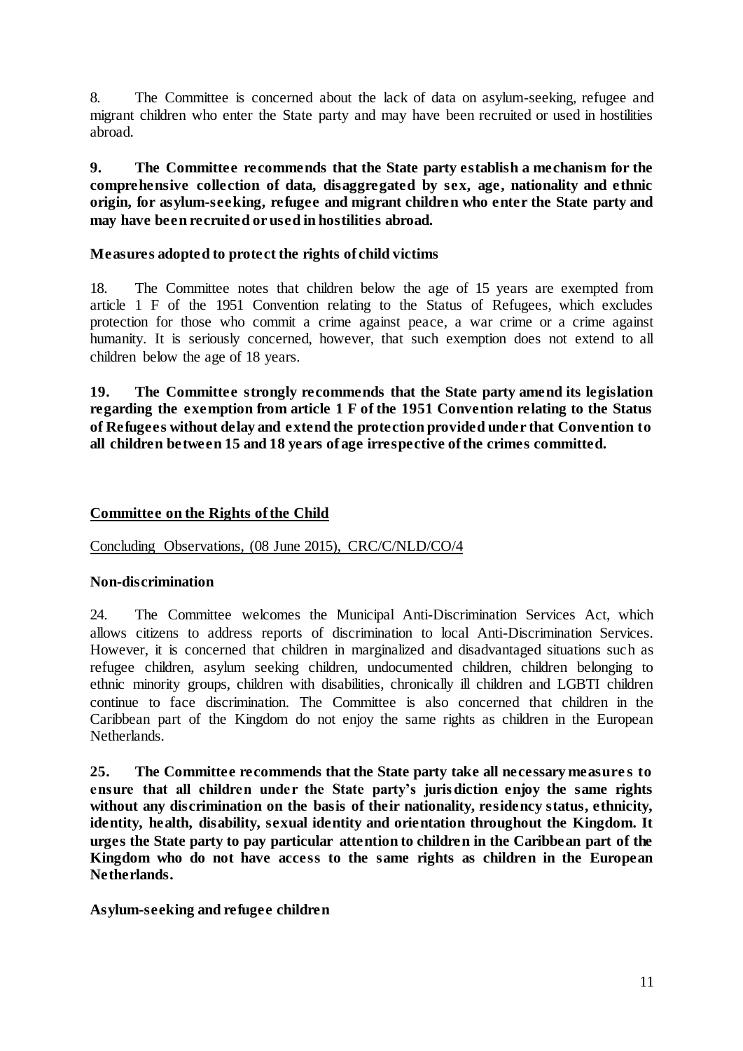8. The Committee is concerned about the lack of data on asylum-seeking, refugee and migrant children who enter the State party and may have been recruited or used in hostilities abroad.

**9. The Committee recommends that the State party establish a mechanism for the comprehensive collection of data, disaggregated by sex, age, nationality and ethnic origin, for asylum-seeking, refugee and migrant children who enter the State party and may have been recruited or used in hostilities abroad.**

**Measures adopted to protect the rights of child victims**

18. The Committee notes that children below the age of 15 years are exempted from article 1 F of the 1951 Convention relating to the Status of Refugees, which excludes protection for those who commit a crime against peace, a war crime or a crime against humanity. It is seriously concerned, however, that such exemption does not extend to all children below the age of 18 years.

**19. The Committee strongly recommends that the State party amend its legislation regarding the exemption from article 1 F of the 1951 Convention relating to the Status of Refugees without delay and extend the protection provided under that Convention to all children between 15 and 18 years of age irrespective of the crimes committed.**

## Committee on the Rights of the Child

Concluding Observations, (08 June 2015), CRC/C/NLD/CO/4

**Non-discrimination**

24. The Committee welcomes the Municipal Anti-Discrimation Services Act, which allows citizens to address reports of discrimination to local Anti-Discrimination Services. However, it is concerned that children in marginalized and disadvantaged situations such as refugee children, asylum seeking children, undocumented children, children belonging to ethnic minority groups, children with disabilities, chronically ill children and LGBTI children continue to face discrimination. The Committee is also concerned that children in the Caribbean part of the Kingdom do not enjoy the same rights as children in the European Netherlands.

**25. The Committee recommends that the State party take all necessary measures to ensure that all children under the State party's jurisdiction enjoy the same rights without any discrimination on the basis of their nationality, residency status, ethnicity, identity, health, disability, sexual identity and orientation throughout the Kingdom. It urges the State party to pay particular attention to children in the Caribbean part of the Kingdom who do not have access to the same rights as children in the European Netherlands.**

**Asylum-seeking and refugee children**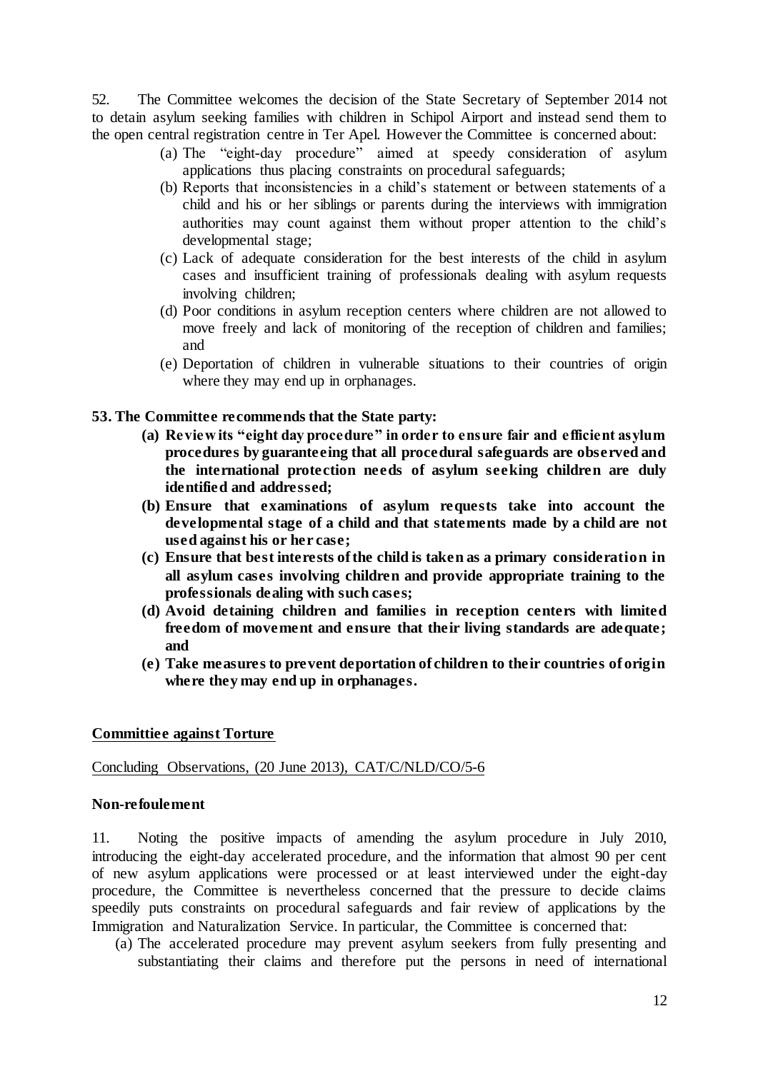52. The Committee welcomes the decision of the State Secretary of September 2014 not to detain asylum seeking families with children in Schipol Airport and instead send them to the open central registration centre in Ter Apel. However the Committee is concerned about:

(a) The "eight-day procedure" aimed at speedy consideration of asylum applications thus placing constraints on procedural safeguards;
(b) Reports that inconsistencies in a child's statement or between statements of a child and his or her siblings or parents during the interviews with immigration authorities may count against them without proper attention to the child's developmental stage;
(c) Lack of adequate consideration for the best interests of the child in asylum cases and insufficient training of professionals dealing with asylum requests involving children;
(d) Poor conditions in asylum reception centers where children are not allowed to move freely and lack of monitoring of the reception of children and families; and
(e) Deportation of children in vulnerable situations to their countries of origin where they may end up in orphanages.

**53. The Committee recommends that the State party:**

**(a) Review its "eight day procedure" in order to ensure fair and efficient asylum procedures by guaranteeing that all procedural safeguards are observed and the international protection needs of asylum seeking children are duly identified and addressed;**
**(b) Ensure that examinations of asylum requests take into account the developmental stage of a child and that statements made by a child are not used against his or her case;**
**(c) Ensure that best interests of the child is taken as a primary consideration in all asylum cases involving children and provide appropriate training to the professionals dealing with such cases;**
**(d) Avoid detaining children and families in reception centers with limited freedom of movement and ensure that their living standards are adequate; and**
**(e) Take measures to prevent deportation of children to their countries of origin where they may end up in orphanages.**

## Committiee against Torture

Concluding Observations, (20 June 2013), CAT/C/NLD/CO/5-6

### Non-refoulement

11. Noting the positive impacts of amending the asylum procedure in July 2010, introducing the eight-day accelerated procedure, and the information that almost 90 per cent of new asylum applications were processed or at least interviewed under the eight-day procedure, the Committee is nevertheless concerned that the pressure to decide claims speedily puts constraints on procedural safeguards and fair review of applications by the Immigration and Naturalization Service. In particular, the Committee is concerned that:

(a) The accelerated procedure may prevent asylum seekers from fully presenting and substantiating their claims and therefore put the persons in need of international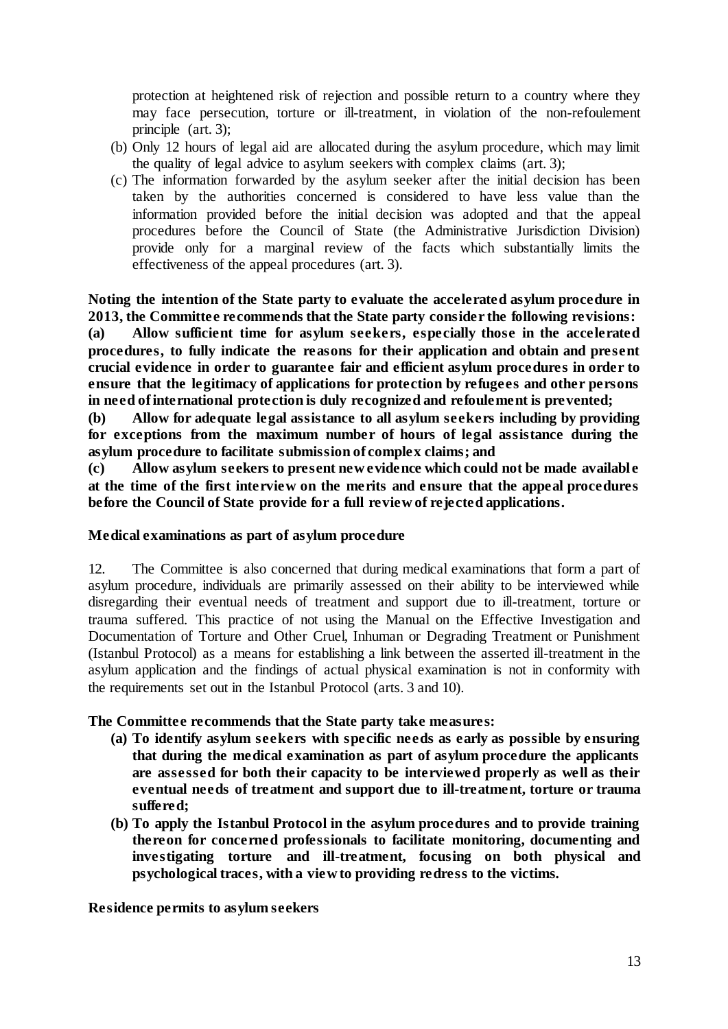protection at heightened risk of rejection and possible return to a country where they may face persecution, torture or ill-treatment, in violation of the non-refoulement principle (art. 3);

(b) Only 12 hours of legal aid are allocated during the asylum procedure, which may limit the quality of legal advice to asylum seekers with complex claims (art. 3);

(c) The information forwarded by the asylum seeker after the initial decision has been taken by the authorities concerned is considered to have less value than the information provided before the initial decision was adopted and that the appeal procedures before the Council of State (the Administrative Jurisdiction Division) provide only for a marginal review of the facts which substantially limits the effectiveness of the appeal procedures (art. 3).

**Noting the intention of the State party to evaluate the accelerated asylum procedure in 2013, the Committee recommends that the State party consider the following revisions:**

**(a) Allow sufficient time for asylum seekers, especially those in the accelerated procedures, to fully indicate the reasons for their application and obtain and present crucial evidence in order to guarantee fair and efficient asylum procedures in order to ensure that the legitimacy of applications for protection by refugees and other persons in need of international protection is duly recognized and refoulement is prevented;**

**(b) Allow for adequate legal assistance to all asylum seekers including by providing for exceptions from the maximum number of hours of legal assistance during the asylum procedure to facilitate submission of complex claims; and**

**(c) Allow asylum seekers to present new evidence which could not be made available at the time of the first interview on the merits and ensure that the appeal procedures before the Council of State provide for a full review of rejected applications.**

**Medical examinations as part of asylum procedure**

12. The Committee is also concerned that during medical examinations that form a part of asylum procedure, individuals are primarily assessed on their ability to be interviewed while disregarding their eventual needs of treatment and support due to ill-treatment, torture or trauma suffered. This practice of not using the Manual on the Effective Investigation and Documentation of Torture and Other Cruel, Inhuman or Degrading Treatment or Punishment (Istanbul Protocol) as a means for establishing a link between the asserted ill-treatment in the asylum application and the findings of actual physical examination is not in conformity with the requirements set out in the Istanbul Protocol (arts. 3 and 10).

**The Committee recommends that the State party take measures:**

**(a) To identify asylum seekers with specific needs as early as possible by ensuring that during the medical examination as part of asylum procedure the applicants are assessed for both their capacity to be interviewed properly as well as their eventual needs of treatment and support due to ill-treatment, torture or trauma suffered;**

**(b) To apply the Istanbul Protocol in the asylum procedures and to provide training thereon for concerned professionals to facilitate monitoring, documenting and investigating torture and ill-treatment, focusing on both physical and psychological traces, with a view to providing redress to the victims.**

**Residence permits to asylum seekers**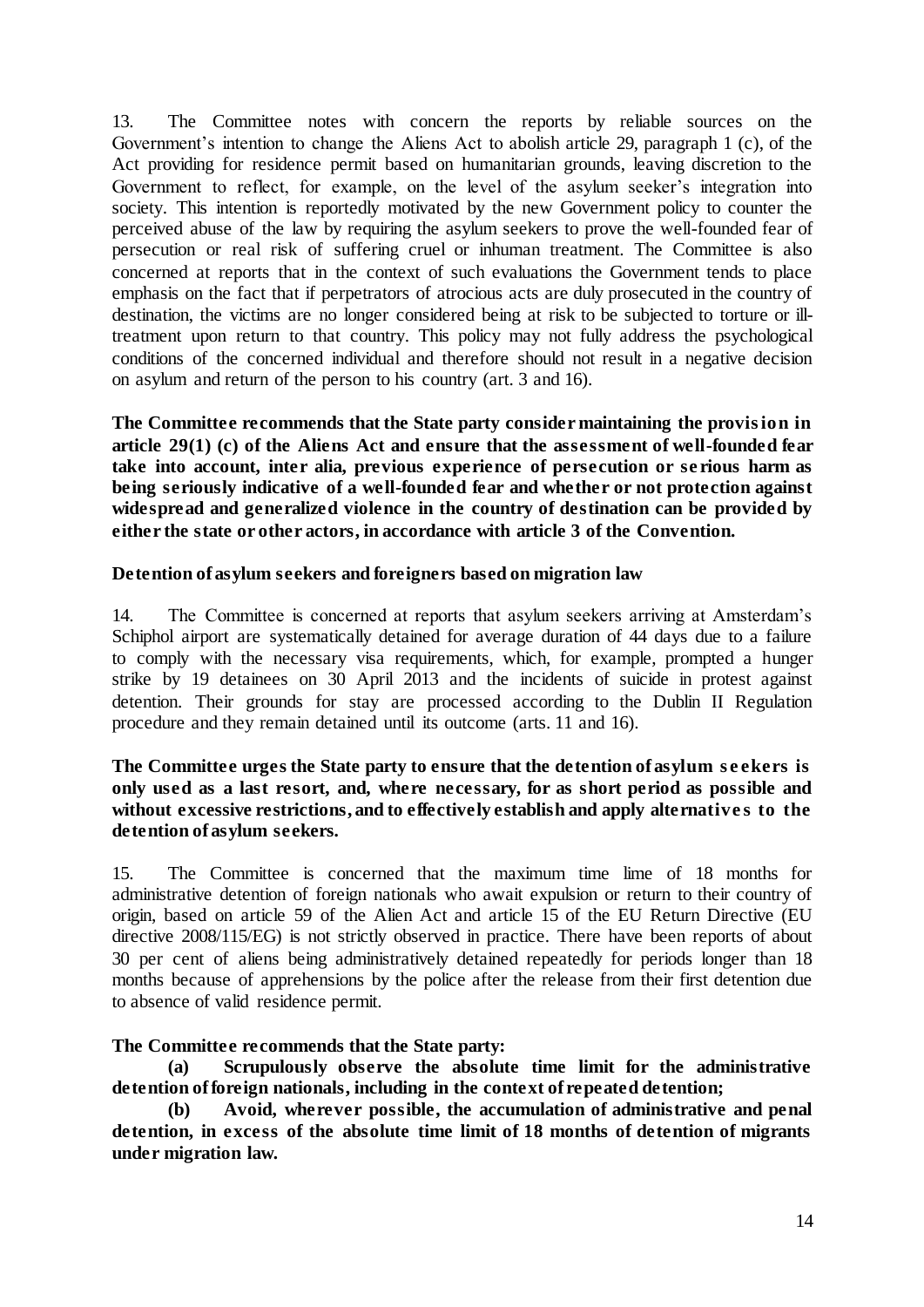13. The Committee notes with concern the reports by reliable sources on the Government's intention to change the Aliens Act to abolish article 29, paragraph 1 (c), of the Act providing for residence permit based on humanitarian grounds, leaving discretion to the Government to reflect, for example, on the level of the asylum seeker's integration into society. This intention is reportedly motivated by the new Government policy to counter the perceived abuse of the law by requiring the asylum seekers to prove the well-founded fear of persecution or real risk of suffering cruel or inhuman treatment. The Committee is also concerned at reports that in the context of such evaluations the Government tends to place emphasis on the fact that if perpetrators of atrocious acts are duly prosecuted in the country of destination, the victims are no longer considered being at risk to be subjected to torture or ill-treatment upon return to that country. This policy may not fully address the psychological conditions of the concerned individual and therefore should not result in a negative decision on asylum and return of the person to his country (art. 3 and 16).

**The Committee recommends that the State party consider maintaining the provision in article 29(1) (c) of the Aliens Act and ensure that the assessment of well-founded fear take into account, inter alia, previous experience of persecution or serious harm as being seriously indicative of a well-founded fear and whether or not protection against widespread and generalized violence in the country of destination can be provided by either the state or other actors, in accordance with article 3 of the Convention.**

**Detention of asylum seekers and foreigners based on migration law**

14. The Committee is concerned at reports that asylum seekers arriving at Amsterdam's Schiphol airport are systematically detained for average duration of 44 days due to a failure to comply with the necessary visa requirements, which, for example, prompted a hunger strike by 19 detainees on 30 April 2013 and the incidents of suicide in protest against detention. Their grounds for stay are processed according to the Dublin II Regulation procedure and they remain detained until its outcome (arts. 11 and 16).

**The Committee urges the State party to ensure that the detention of asylum seekers is only used as a last resort, and, where necessary, for as short period as possible and without excessive restrictions, and to effectively establish and apply alternatives to the detention of asylum seekers.**

15. The Committee is concerned that the maximum time lime of 18 months for administrative detention of foreign nationals who await expulsion or return to their country of origin, based on article 59 of the Alien Act and article 15 of the EU Return Directive (EU directive 2008/115/EG) is not strictly observed in practice. There have been reports of about 30 per cent of aliens being administratively detained repeatedly for periods longer than 18 months because of apprehensions by the police after the release from their first detention due to absence of valid residence permit.

**The Committee recommends that the State party:**

**(a) Scrupulously observe the absolute time limit for the administrative detention of foreign nationals, including in the context of repeated detention;**

**(b) Avoid, wherever possible, the accumulation of administrative and penal detention, in excess of the absolute time limit of 18 months of detention of migrants under migration law.**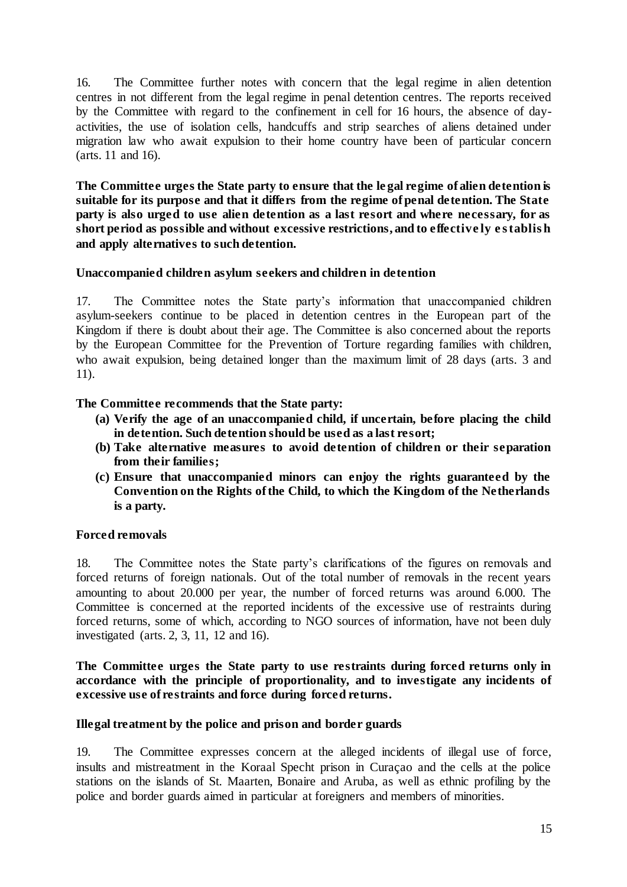16. The Committee further notes with concern that the legal regime in alien detention centres in not different from the legal regime in penal detention centres. The reports received by the Committee with regard to the confinement in cell for 16 hours, the absence of day-activities, the use of isolation cells, handcuffs and strip searches of aliens detained under migration law who await expulsion to their home country have been of particular concern (arts. 11 and 16).

**The Committee urges the State party to ensure that the legal regime of alien detention is suitable for its purpose and that it differs from the regime of penal detention. The State party is also urged to use alien detention as a last resort and where necessary, for as short period as possible and without excessive restrictions, and to effectively establish and apply alternatives to such detention.**

#### Unaccompanied children asylum seekers and children in detention

17. The Committee notes the State party's information that unaccompanied children asylum-seekers continue to be placed in detention centres in the European part of the Kingdom if there is doubt about their age. The Committee is also concerned about the reports by the European Committee for the Prevention of Torture regarding families with children, who await expulsion, being detained longer than the maximum limit of 28 days (arts. 3 and 11).

**The Committee recommends that the State party:**

- **(a) Verify the age of an unaccompanied child, if uncertain, before placing the child in detention. Such detention should be used as a last resort;**
- **(b) Take alternative measures to avoid detention of children or their separation from their families;**
- **(c) Ensure that unaccompanied minors can enjoy the rights guaranteed by the Convention on the Rights of the Child, to which the Kingdom of the Netherlands is a party.**

#### Forced removals

18. The Committee notes the State party's clarifications of the figures on removals and forced returns of foreign nationals. Out of the total number of removals in the recent years amounting to about 20.000 per year, the number of forced returns was around 6.000. The Committee is concerned at the reported incidents of the excessive use of restraints during forced returns, some of which, according to NGO sources of information, have not been duly investigated (arts. 2, 3, 11, 12 and 16).

**The Committee urges the State party to use restraints during forced returns only in accordance with the principle of proportionality, and to investigate any incidents of excessive use of restraints and force during forced returns.**

#### Illegal treatment by the police and prison and border guards

19. The Committee expresses concern at the alleged incidents of illegal use of force, insults and mistreatment in the Koraal Specht prison in Curaçao and the cells at the police stations on the islands of St. Maarten, Bonaire and Aruba, as well as ethnic profiling by the police and border guards aimed in particular at foreigners and members of minorities.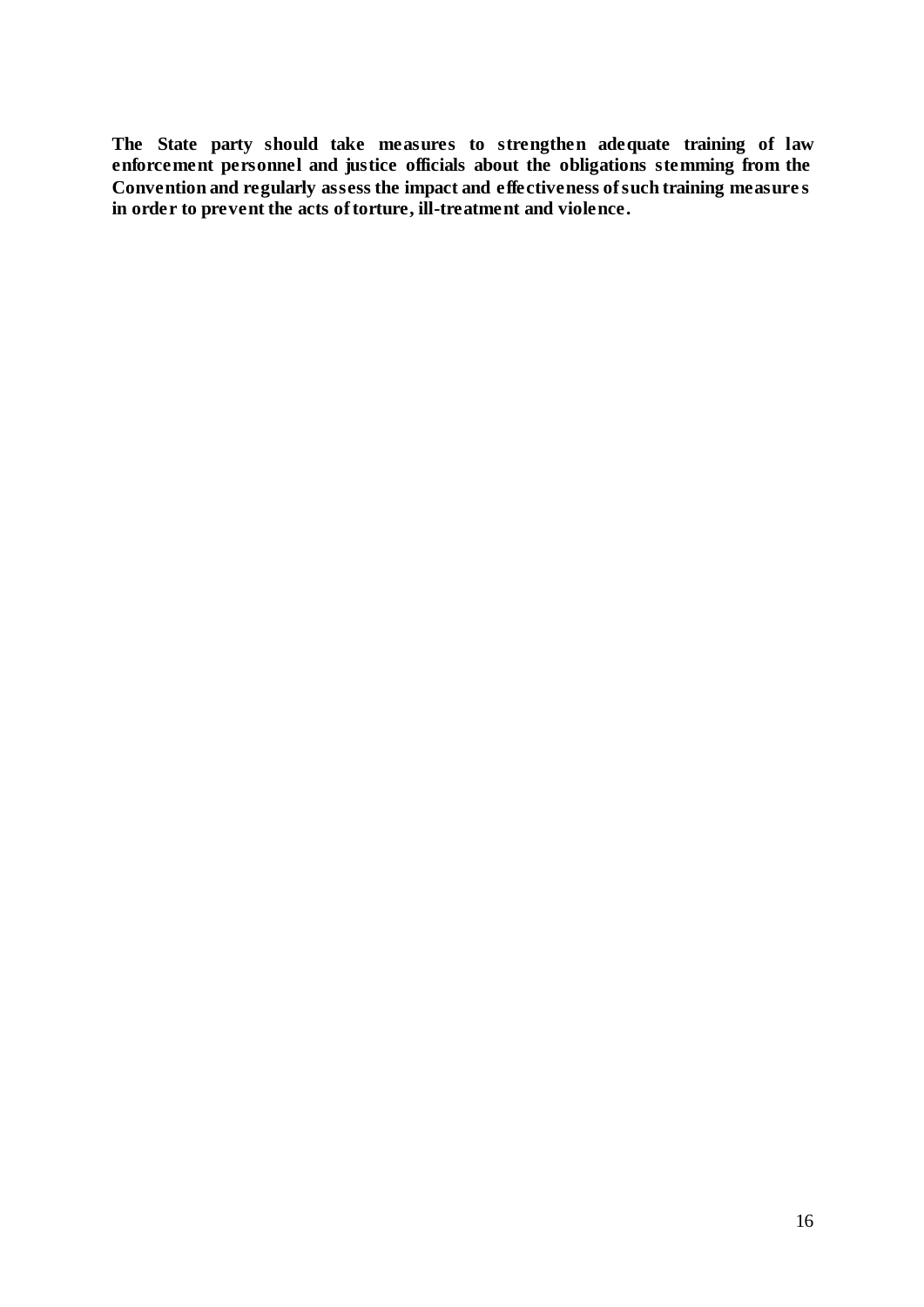**The State party should take measures to strengthen adequate training of law enforcement personnel and justice officials about the obligations stemming from the Convention and regularly assess the impact and effectiveness of such training measures in order to prevent the acts of torture, ill-treatment and violence.**